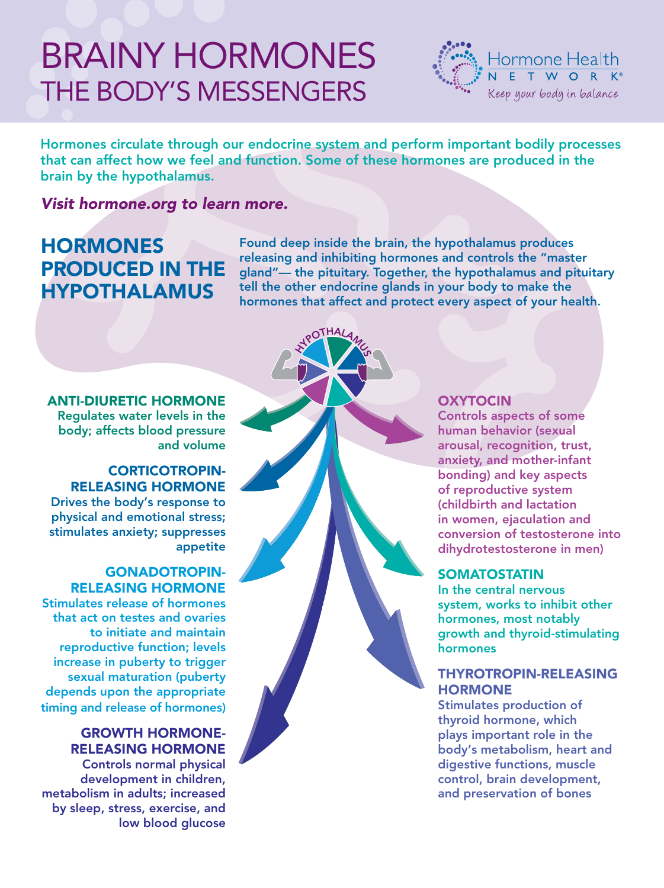# BRAINY HORMONES
## THE BODY'S MESSENGERS

Hormone Health NETWORK® — *Keep your body in balance*

**Hormones circulate through our endocrine system and perform important bodily processes that can affect how we feel and function. Some of these hormones are produced in the brain by the hypothalamus.**

***Visit hormone.org to learn more.***

## HORMONES PRODUCED IN THE HYPOTHALAMUS

**Found deep inside the brain, the hypothalamus produces releasing and inhibiting hormones and controls the "master gland"— the pituitary. Together, the hypothalamus and pituitary tell the other endocrine glands in your body to make the hormones that affect and protect every aspect of your health.**

HYPOTHALAMUS

### ANTI-DIURETIC HORMONE

Regulates water levels in the body; affects blood pressure and volume

### CORTICOTROPIN-RELEASING HORMONE

Drives the body's response to physical and emotional stress; stimulates anxiety; suppresses appetite

### GONADOTROPIN-RELEASING HORMONE

Stimulates release of hormones that act on testes and ovaries to initiate and maintain reproductive function; levels increase in puberty to trigger sexual maturation (puberty depends upon the appropriate timing and release of hormones)

### GROWTH HORMONE-RELEASING HORMONE

Controls normal physical development in children, metabolism in adults; increased by sleep, stress, exercise, and low blood glucose

### OXYTOCIN

Controls aspects of some human behavior (sexual arousal, recognition, trust, anxiety, and mother-infant bonding) and key aspects of reproductive system (childbirth and lactation in women, ejaculation and conversion of testosterone into dihydrotestosterone in men)

### SOMATOSTATIN

In the central nervous system, works to inhibit other hormones, most notably growth and thyroid-stimulating hormones

### THYROTROPIN-RELEASING HORMONE

Stimulates production of thyroid hormone, which plays important role in the body's metabolism, heart and digestive functions, muscle control, brain development, and preservation of bones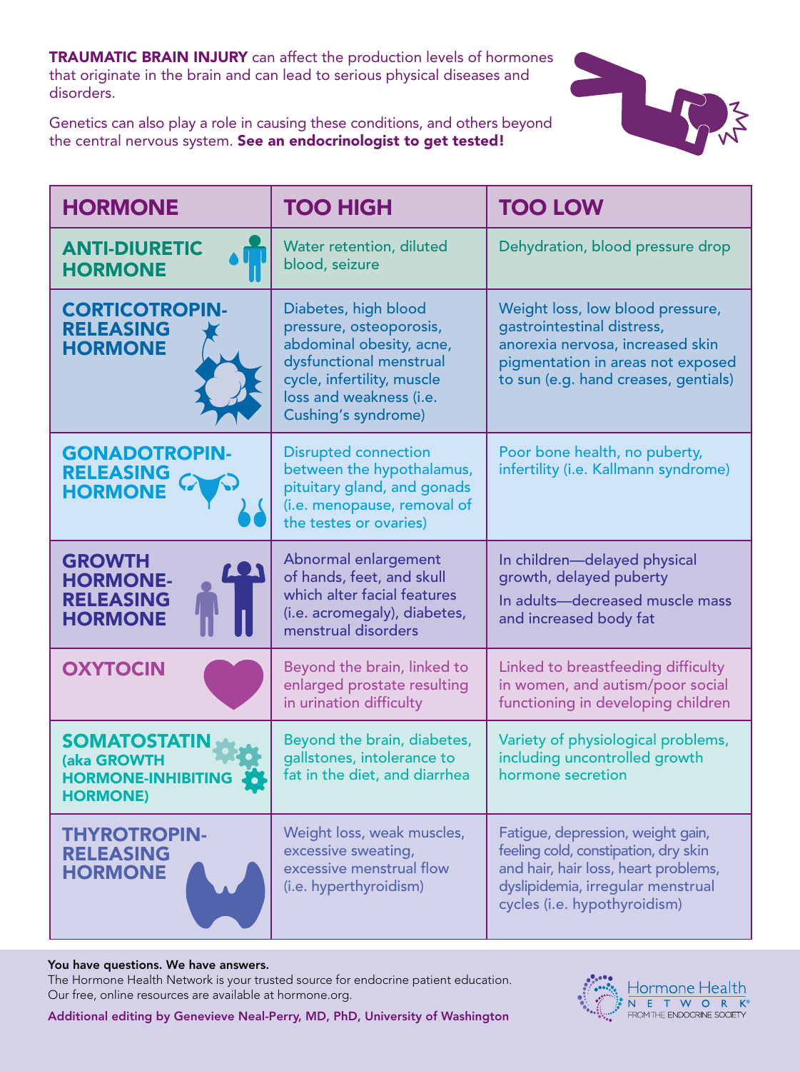**TRAUMATIC BRAIN INJURY** can affect the production levels of hormones that originate in the brain and can lead to serious physical diseases and disorders.

Genetics can also play a role in causing these conditions, and others beyond the central nervous system. **See an endocrinologist to get tested!**

| HORMONE | TOO HIGH | TOO LOW |
|---|---|---|
| **ANTI-DIURETIC HORMONE** | Water retention, diluted blood, seizure | Dehydration, blood pressure drop |
| **CORTICOTROPIN-RELEASING HORMONE** | Diabetes, high blood pressure, osteoporosis, abdominal obesity, acne, dysfunctional menstrual cycle, infertility, muscle loss and weakness (i.e. Cushing's syndrome) | Weight loss, low blood pressure, gastrointestinal distress, anorexia nervosa, increased skin pigmentation in areas not exposed to sun (e.g. hand creases, gentials) |
| **GONADOTROPIN-RELEASING HORMONE** | Disrupted connection between the hypothalamus, pituitary gland, and gonads (i.e. menopause, removal of the testes or ovaries) | Poor bone health, no puberty, infertility (i.e. Kallmann syndrome) |
| **GROWTH HORMONE-RELEASING HORMONE** | Abnormal enlargement of hands, feet, and skull which alter facial features (i.e. acromegaly), diabetes, menstrual disorders | In children—delayed physical growth, delayed puberty<br>In adults—decreased muscle mass and increased body fat |
| **OXYTOCIN** | Beyond the brain, linked to enlarged prostate resulting in urination difficulty | Linked to breastfeeding difficulty in women, and autism/poor social functioning in developing children |
| **SOMATOSTATIN (aka GROWTH HORMONE-INHIBITING HORMONE)** | Beyond the brain, diabetes, gallstones, intolerance to fat in the diet, and diarrhea | Variety of physiological problems, including uncontrolled growth hormone secretion |
| **THYROTROPIN-RELEASING HORMONE** | Weight loss, weak muscles, excessive sweating, excessive menstrual flow (i.e. hyperthyroidism) | Fatigue, depression, weight gain, feeling cold, constipation, dry skin and hair, hair loss, heart problems, dyslipidemia, irregular menstrual cycles (i.e. hypothyroidism) |

**You have questions. We have answers.**
The Hormone Health Network is your trusted source for endocrine patient education. Our free, online resources are available at hormone.org.

Additional editing by Genevieve Neal-Perry, MD, PhD, University of Washington

Hormone Health NETWORK® FROM THE ENDOCRINE SOCIETY